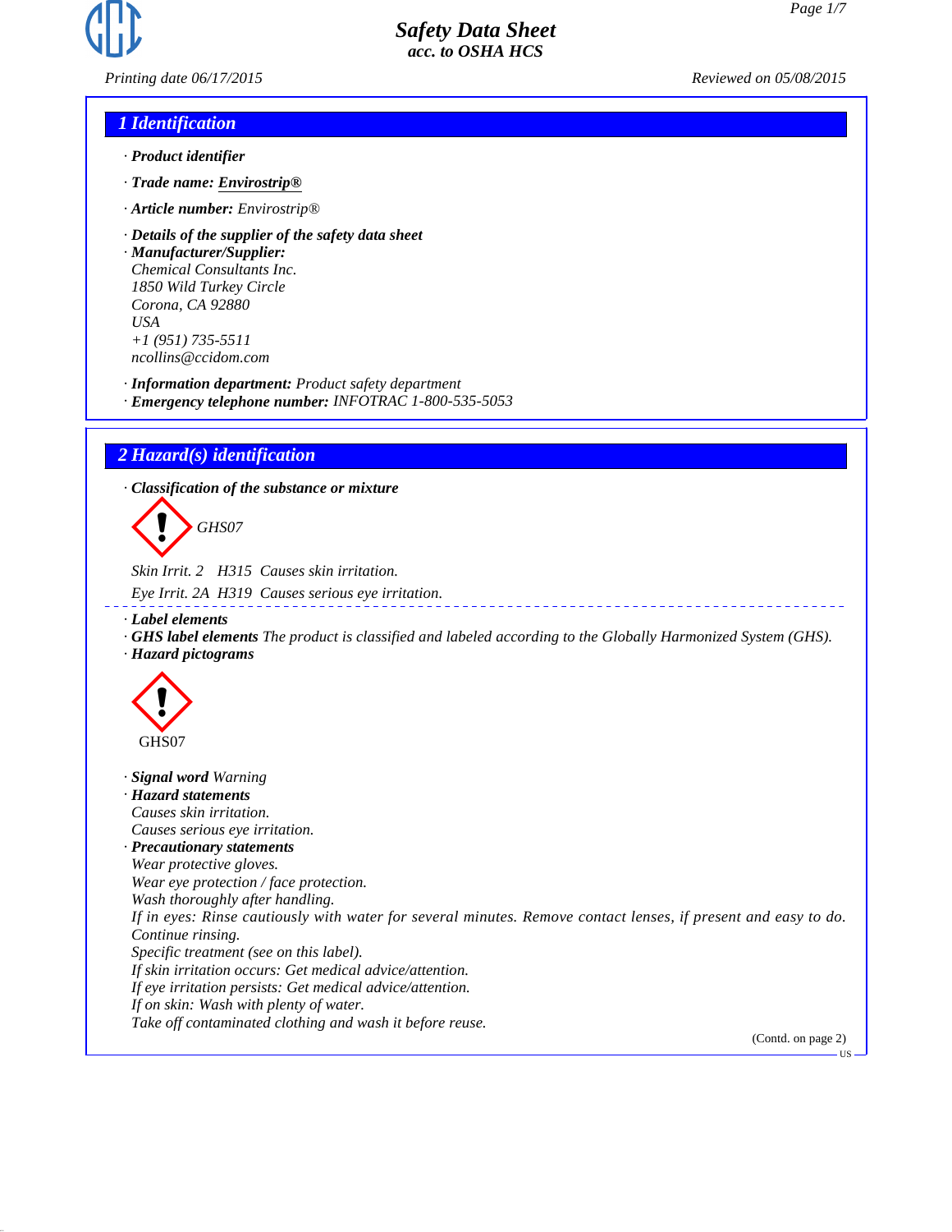# Safety Data Sheet

*acc. to OSHA HCS*

Printing date 06/17/2015 Reviewed on 05/08/2015

## 1 Identification

· **Product identifier**

· **Trade name: Envirostrip®**

· **Article number:** Envirostrip®

· **Details of the supplier of the safety data sheet**

· **Manufacturer/Supplier:**
Chemical Consultants Inc.
1850 Wild Turkey Circle
Corona, CA 92880
USA
+1 (951) 735-5511
ncollins@ccidom.com

· **Information department:** Product safety department

· **Emergency telephone number:** INFOTRAC 1-800-535-5053

## 2 Hazard(s) identification

· **Classification of the substance or mixture**

GHS07

Skin Irrit. 2 H315 Causes skin irritation.

Eye Irrit. 2A H319 Causes serious eye irritation.

· **Label elements**

· **GHS label elements** The product is classified and labeled according to the Globally Harmonized System (GHS).

· **Hazard pictograms**

GHS07

· **Signal word** Warning

· **Hazard statements**
Causes skin irritation.
Causes serious eye irritation.

· **Precautionary statements**
Wear protective gloves.
Wear eye protection / face protection.
Wash thoroughly after handling.
If in eyes: Rinse cautiously with water for several minutes. Remove contact lenses, if present and easy to do. Continue rinsing.
Specific treatment (see on this label).
If skin irritation occurs: Get medical advice/attention.
If eye irritation persists: Get medical advice/attention.
If on skin: Wash with plenty of water.
Take off contaminated clothing and wash it before reuse.

(Contd. on page 2)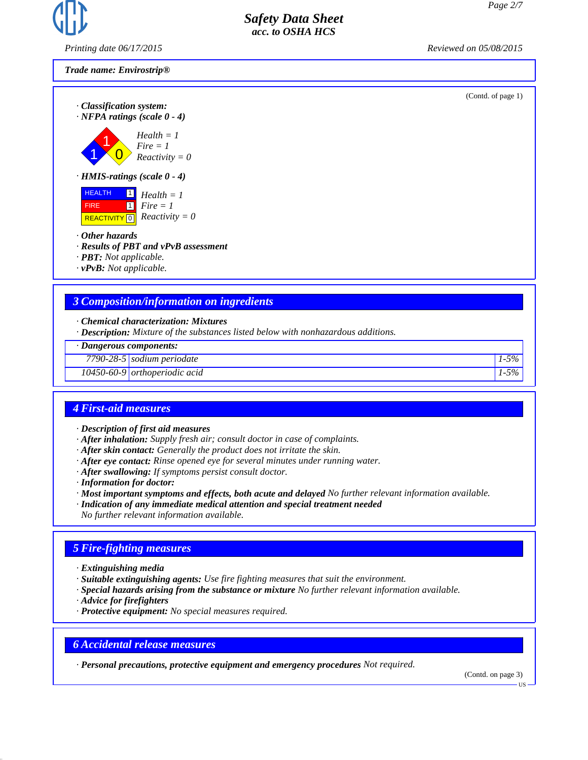**Trade name: Envirostrip®**

(Contd. of page 1)

· **Classification system:**
· **NFPA ratings (scale 0 - 4)**

Health = 1
Fire = 1
Reactivity = 0

· **HMIS-ratings (scale 0 - 4)**

| | | |
|---|---|---|
| HEALTH | 1 | Health = 1 |
| FIRE | 1 | Fire = 1 |
| REACTIVITY | 0 | Reactivity = 0 |

· **Other hazards**
· **Results of PBT and vPvB assessment**
· **PBT:** Not applicable.
· **vPvB:** Not applicable.

## 3 Composition/information on ingredients

· **Chemical characterization: Mixtures**
· **Description:** Mixture of the substances listed below with nonhazardous additions.

| · Dangerous components: | | |
|---|---|---|
| 7790-28-5 | sodium periodate | 1-5% |
| 10450-60-9 | orthoperiodic acid | 1-5% |

## 4 First-aid measures

· **Description of first aid measures**
· **After inhalation:** Supply fresh air; consult doctor in case of complaints.
· **After skin contact:** Generally the product does not irritate the skin.
· **After eye contact:** Rinse opened eye for several minutes under running water.
· **After swallowing:** If symptoms persist consult doctor.
· **Information for doctor:**
· **Most important symptoms and effects, both acute and delayed** No further relevant information available.
· **Indication of any immediate medical attention and special treatment needed**
No further relevant information available.

## 5 Fire-fighting measures

· **Extinguishing media**
· **Suitable extinguishing agents:** Use fire fighting measures that suit the environment.
· **Special hazards arising from the substance or mixture** No further relevant information available.
· **Advice for firefighters**
· **Protective equipment:** No special measures required.

## 6 Accidental release measures

· **Personal precautions, protective equipment and emergency procedures** Not required.

(Contd. on page 3)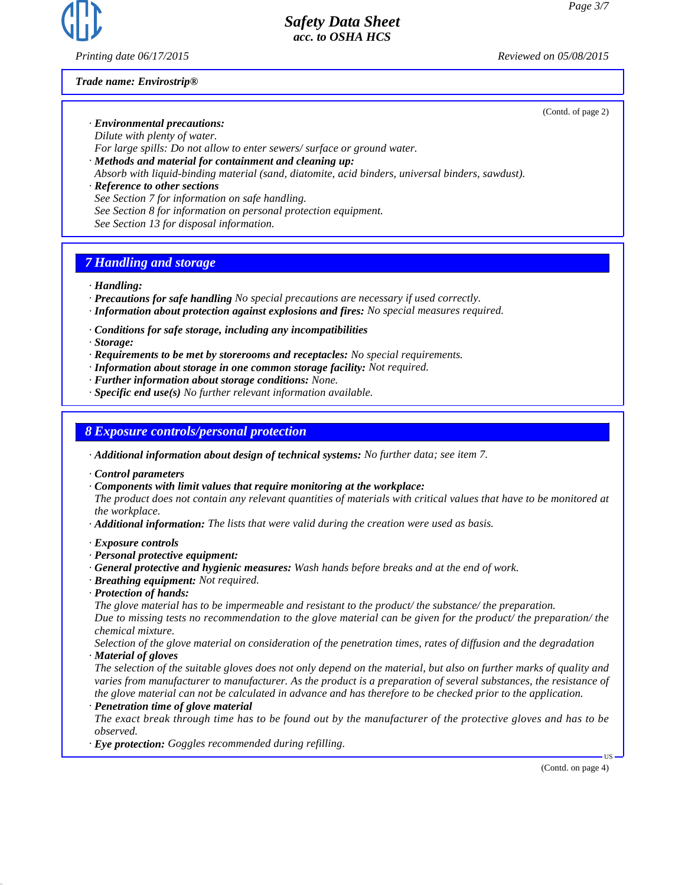**Trade name: Envirostrip®**

(Contd. of page 2)

· ***Environmental precautions:***
*Dilute with plenty of water.*
*For large spills: Do not allow to enter sewers/ surface or ground water.*

· ***Methods and material for containment and cleaning up:***
*Absorb with liquid-binding material (sand, diatomite, acid binders, universal binders, sawdust).*

· ***Reference to other sections***
*See Section 7 for information on safe handling.*
*See Section 8 for information on personal protection equipment.*
*See Section 13 for disposal information.*

## 7 Handling and storage

· ***Handling:***
· ***Precautions for safe handling*** *No special precautions are necessary if used correctly.*
· ***Information about protection against explosions and fires:*** *No special measures required.*

· ***Conditions for safe storage, including any incompatibilities***
· ***Storage:***
· ***Requirements to be met by storerooms and receptacles:*** *No special requirements.*
· ***Information about storage in one common storage facility:*** *Not required.*
· ***Further information about storage conditions:*** *None.*
· ***Specific end use(s)*** *No further relevant information available.*

## 8 Exposure controls/personal protection

· ***Additional information about design of technical systems:*** *No further data; see item 7.*

· ***Control parameters***
· ***Components with limit values that require monitoring at the workplace:***
*The product does not contain any relevant quantities of materials with critical values that have to be monitored at the workplace.*
· ***Additional information:*** *The lists that were valid during the creation were used as basis.*

· ***Exposure controls***
· ***Personal protective equipment:***
· ***General protective and hygienic measures:*** *Wash hands before breaks and at the end of work.*
· ***Breathing equipment:*** *Not required.*
· ***Protection of hands:***
*The glove material has to be impermeable and resistant to the product/ the substance/ the preparation.*
*Due to missing tests no recommendation to the glove material can be given for the product/ the preparation/ the chemical mixture.*
*Selection of the glove material on consideration of the penetration times, rates of diffusion and the degradation*
· ***Material of gloves***
*The selection of the suitable gloves does not only depend on the material, but also on further marks of quality and varies from manufacturer to manufacturer. As the product is a preparation of several substances, the resistance of the glove material can not be calculated in advance and has therefore to be checked prior to the application.*
· ***Penetration time of glove material***
*The exact break through time has to be found out by the manufacturer of the protective gloves and has to be observed.*
· ***Eye protection:*** *Goggles recommended during refilling.*

(Contd. on page 4)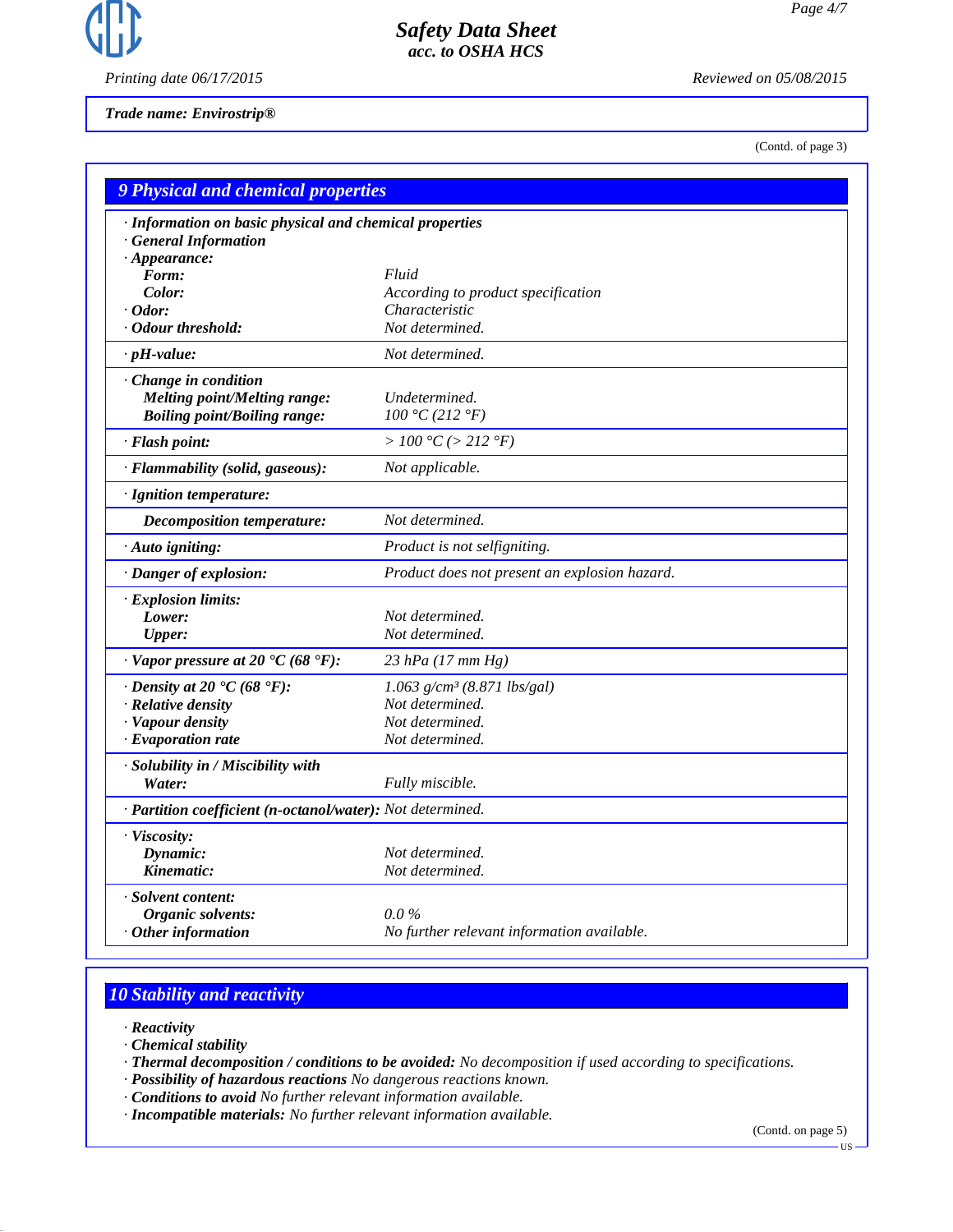Trade name: Envirostrip®

(Contd. of page 3)

## 9 Physical and chemical properties

| | |
|---|---|
| **· Information on basic physical and chemical properties** | |
| **· General Information** | |
| **· Appearance:** | |
| **Form:** | Fluid |
| **Color:** | According to product specification |
| **· Odor:** | Characteristic |
| **· Odour threshold:** | Not determined. |
| **· pH-value:** | Not determined. |
| **· Change in condition** | |
| **Melting point/Melting range:** | Undetermined. |
| **Boiling point/Boiling range:** | 100 °C (212 °F) |
| **· Flash point:** | > 100 °C (> 212 °F) |
| **· Flammability (solid, gaseous):** | Not applicable. |
| **· Ignition temperature:** | |
| **Decomposition temperature:** | Not determined. |
| **· Auto igniting:** | Product is not selfigniting. |
| **· Danger of explosion:** | Product does not present an explosion hazard. |
| **· Explosion limits:** | |
| **Lower:** | Not determined. |
| **Upper:** | Not determined. |
| **· Vapor pressure at 20 °C (68 °F):** | 23 hPa (17 mm Hg) |
| **· Density at 20 °C (68 °F):** | 1.063 g/cm³ (8.871 lbs/gal) |
| **· Relative density** | Not determined. |
| **· Vapour density** | Not determined. |
| **· Evaporation rate** | Not determined. |
| **· Solubility in / Miscibility with** | |
| **Water:** | Fully miscible. |
| **· Partition coefficient (n-octanol/water):** | Not determined. |
| **· Viscosity:** | |
| **Dynamic:** | Not determined. |
| **Kinematic:** | Not determined. |
| **· Solvent content:** | |
| **Organic solvents:** | 0.0 % |
| **· Other information** | No further relevant information available. |

## 10 Stability and reactivity

· **Reactivity**
· **Chemical stability**
· **Thermal decomposition / conditions to be avoided:** No decomposition if used according to specifications.
· **Possibility of hazardous reactions** No dangerous reactions known.
· **Conditions to avoid** No further relevant information available.
· **Incompatible materials:** No further relevant information available.

(Contd. on page 5)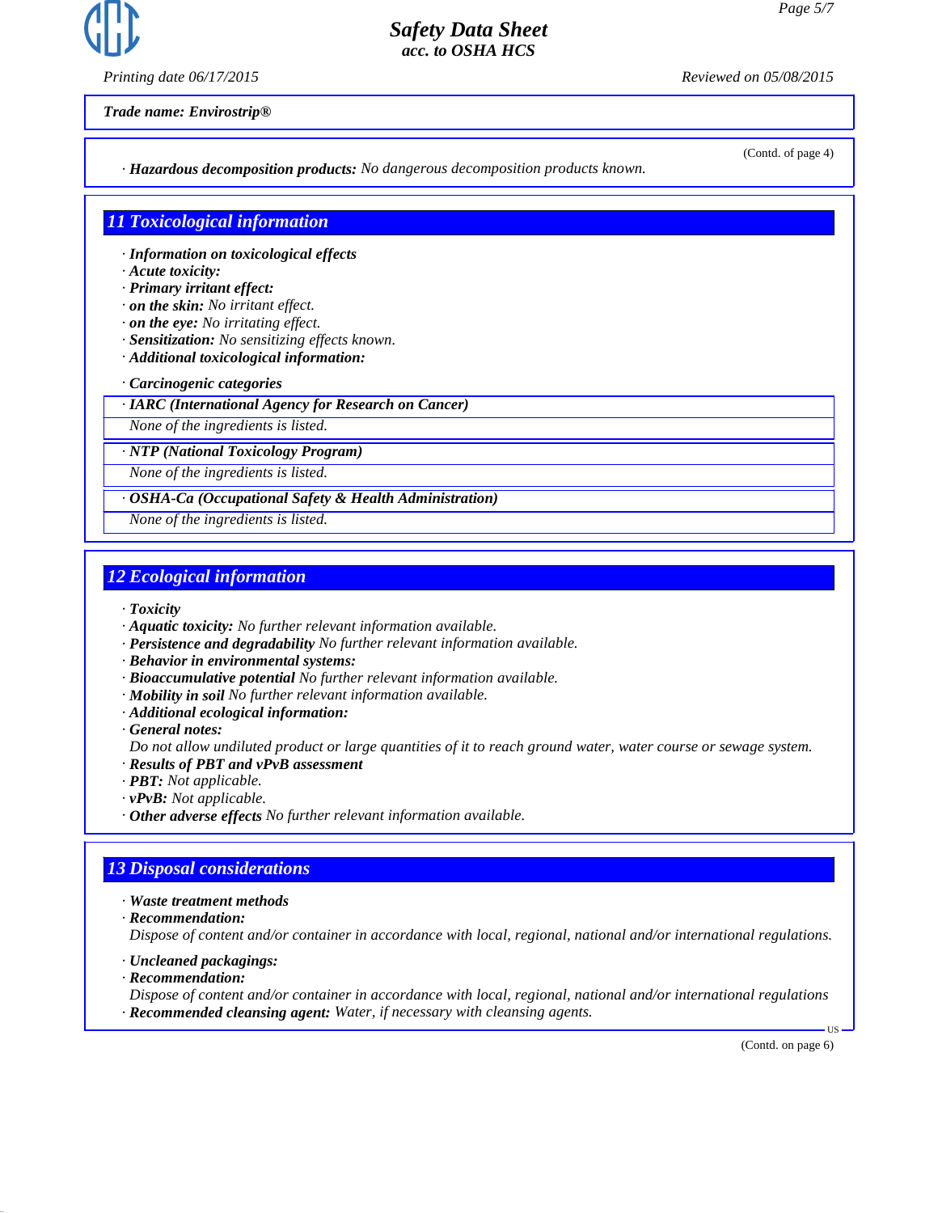(Contd. of page 4)

· ***Hazardous decomposition products:*** *No dangerous decomposition products known.*

## 11 Toxicological information

· ***Information on toxicological effects***
· ***Acute toxicity:***
· ***Primary irritant effect:***
· ***on the skin:*** *No irritant effect.*
· ***on the eye:*** *No irritating effect.*
· ***Sensitization:*** *No sensitizing effects known.*
· ***Additional toxicological information:***

· ***Carcinogenic categories***

| · IARC (International Agency for Research on Cancer) |
| --- |
| None of the ingredients is listed. |

| · NTP (National Toxicology Program) |
| --- |
| None of the ingredients is listed. |

| · OSHA-Ca (Occupational Safety & Health Administration) |
| --- |
| None of the ingredients is listed. |

## 12 Ecological information

· ***Toxicity***
· ***Aquatic toxicity:*** *No further relevant information available.*
· ***Persistence and degradability*** *No further relevant information available.*
· ***Behavior in environmental systems:***
· ***Bioaccumulative potential*** *No further relevant information available.*
· ***Mobility in soil*** *No further relevant information available.*
· ***Additional ecological information:***
· ***General notes:***
*Do not allow undiluted product or large quantities of it to reach ground water, water course or sewage system.*
· ***Results of PBT and vPvB assessment***
· ***PBT:*** *Not applicable.*
· ***vPvB:*** *Not applicable.*
· ***Other adverse effects*** *No further relevant information available.*

## 13 Disposal considerations

· ***Waste treatment methods***
· ***Recommendation:***
*Dispose of content and/or container in accordance with local, regional, national and/or international regulations.*

· ***Uncleaned packagings:***
· ***Recommendation:***
*Dispose of content and/or container in accordance with local, regional, national and/or international regulations*
· ***Recommended cleansing agent:*** *Water, if necessary with cleansing agents.*

(Contd. on page 6)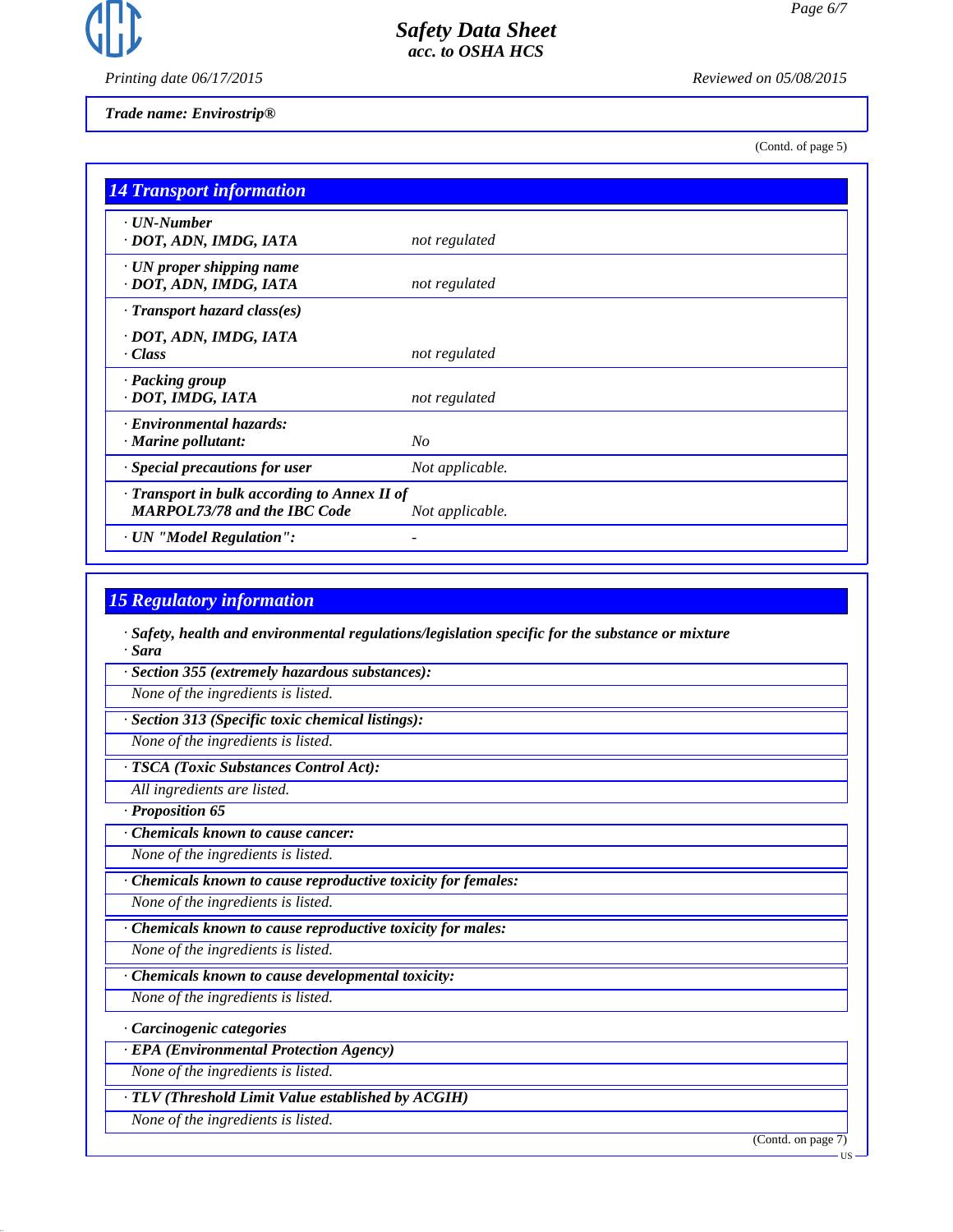Trade name: Envirostrip®

(Contd. of page 5)

## 14 Transport information

| | |
|---|---|
| · UN-Number<br>· DOT, ADN, IMDG, IATA | not regulated |
| · UN proper shipping name<br>· DOT, ADN, IMDG, IATA | not regulated |
| · Transport hazard class(es)<br>· DOT, ADN, IMDG, IATA<br>· Class | not regulated |
| · Packing group<br>· DOT, IMDG, IATA | not regulated |
| · Environmental hazards:<br>· Marine pollutant: | No |
| · Special precautions for user | Not applicable. |
| · Transport in bulk according to Annex II of MARPOL73/78 and the IBC Code | Not applicable. |
| · UN "Model Regulation": | - |

## 15 Regulatory information

· **Safety, health and environmental regulations/legislation specific for the substance or mixture**
· **Sara**

· **Section 355 (extremely hazardous substances):**
None of the ingredients is listed.

· **Section 313 (Specific toxic chemical listings):**
None of the ingredients is listed.

· **TSCA (Toxic Substances Control Act):**
All ingredients are listed.

· **Proposition 65**

· **Chemicals known to cause cancer:**
None of the ingredients is listed.

· **Chemicals known to cause reproductive toxicity for females:**
None of the ingredients is listed.

· **Chemicals known to cause reproductive toxicity for males:**
None of the ingredients is listed.

· **Chemicals known to cause developmental toxicity:**
None of the ingredients is listed.

· **Carcinogenic categories**

· **EPA (Environmental Protection Agency)**
None of the ingredients is listed.

· **TLV (Threshold Limit Value established by ACGIH)**
None of the ingredients is listed.

(Contd. on page 7)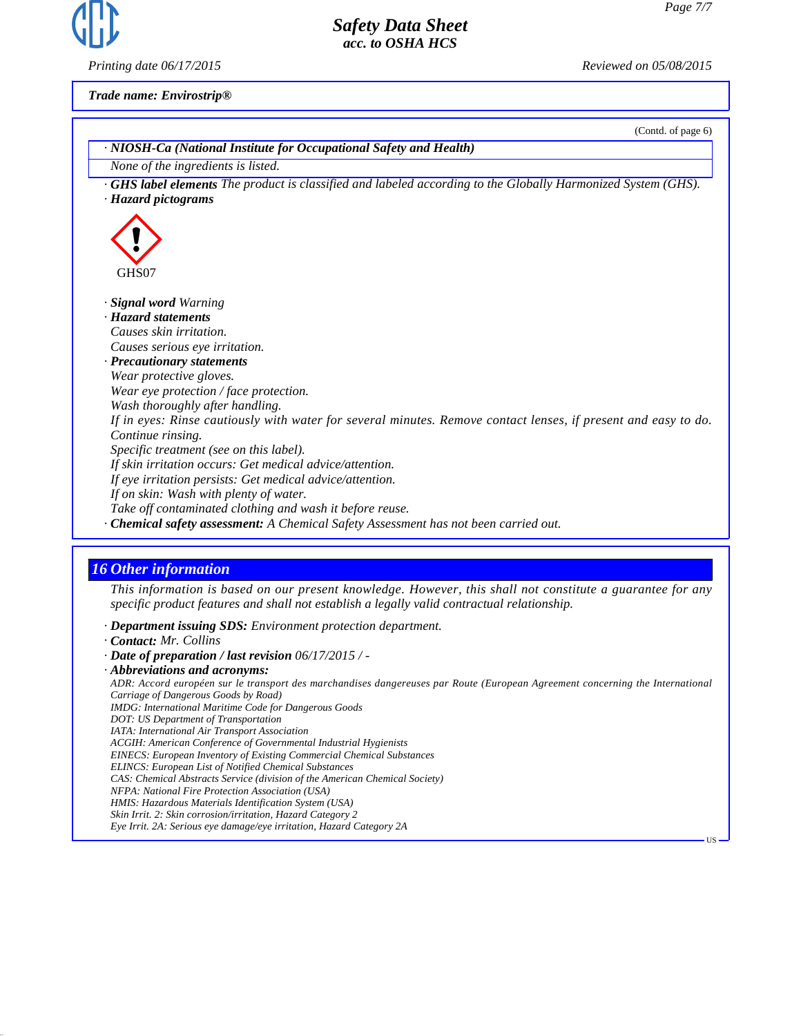Trade name: Envirostrip®

(Contd. of page 6)

· **NIOSH-Ca (National Institute for Occupational Safety and Health)**

None of the ingredients is listed.

· **GHS label elements** The product is classified and labeled according to the Globally Harmonized System (GHS).

· **Hazard pictograms**

GHS07

· **Signal word** Warning

· **Hazard statements**

Causes skin irritation.
Causes serious eye irritation.

· **Precautionary statements**

Wear protective gloves.
Wear eye protection / face protection.
Wash thoroughly after handling.
If in eyes: Rinse cautiously with water for several minutes. Remove contact lenses, if present and easy to do. Continue rinsing.
Specific treatment (see on this label).
If skin irritation occurs: Get medical advice/attention.
If eye irritation persists: Get medical advice/attention.
If on skin: Wash with plenty of water.
Take off contaminated clothing and wash it before reuse.

· **Chemical safety assessment:** A Chemical Safety Assessment has not been carried out.

## 16 Other information

This information is based on our present knowledge. However, this shall not constitute a guarantee for any specific product features and shall not establish a legally valid contractual relationship.

· **Department issuing SDS:** Environment protection department.
· **Contact:** Mr. Collins
· **Date of preparation / last revision** 06/17/2015 / -
· **Abbreviations and acronyms:**

ADR: Accord européen sur le transport des marchandises dangereuses par Route (European Agreement concerning the International Carriage of Dangerous Goods by Road)
IMDG: International Maritime Code for Dangerous Goods
DOT: US Department of Transportation
IATA: International Air Transport Association
ACGIH: American Conference of Governmental Industrial Hygienists
EINECS: European Inventory of Existing Commercial Chemical Substances
ELINCS: European List of Notified Chemical Substances
CAS: Chemical Abstracts Service (division of the American Chemical Society)
NFPA: National Fire Protection Association (USA)
HMIS: Hazardous Materials Identification System (USA)
Skin Irrit. 2: Skin corrosion/irritation, Hazard Category 2
Eye Irrit. 2A: Serious eye damage/eye irritation, Hazard Category 2A